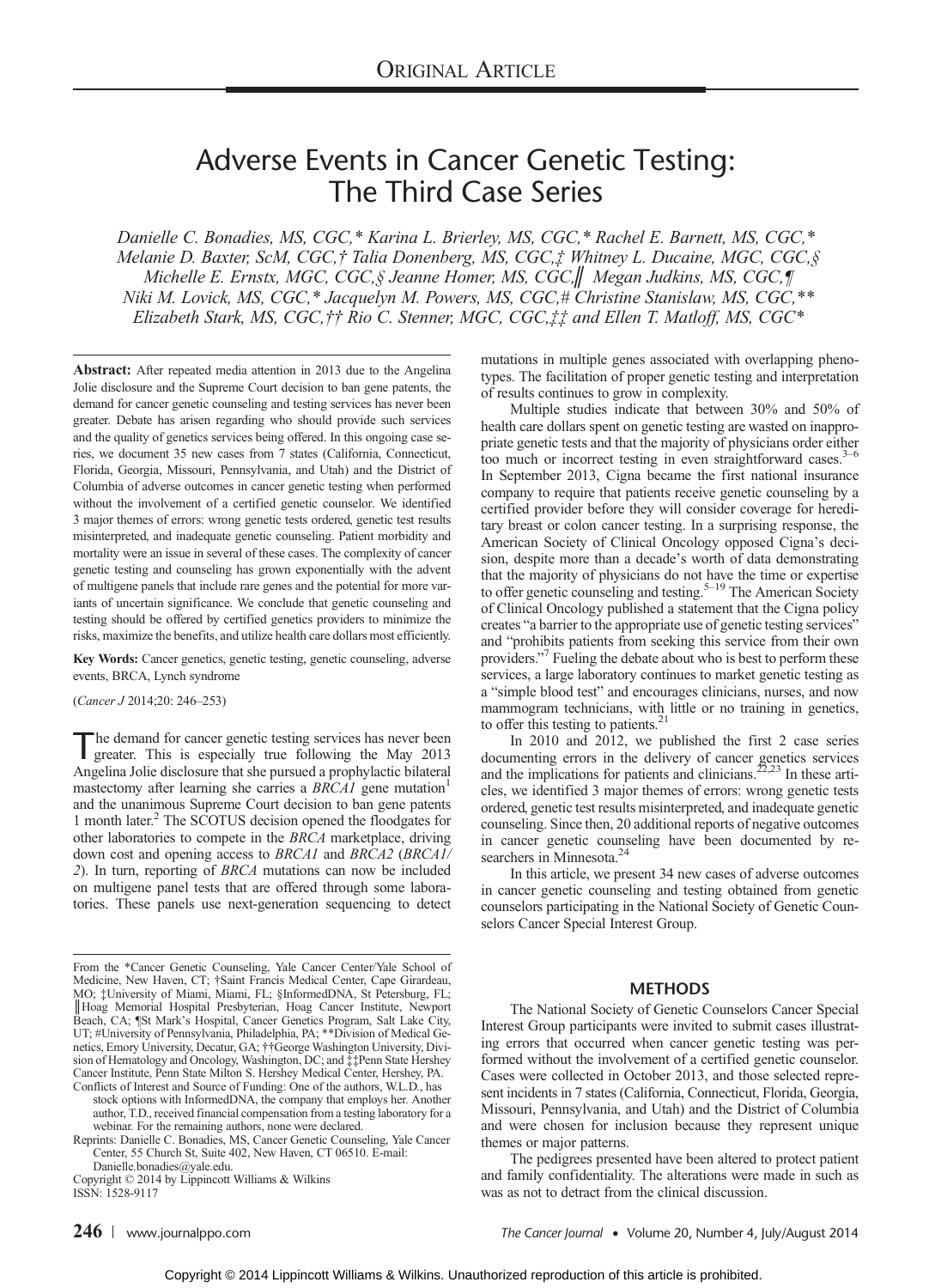ORIGINAL ARTICLE

# Adverse Events in Cancer Genetic Testing: The Third Case Series

*Danielle C. Bonadies, MS, CGC,\* Karina L. Brierley, MS, CGC,\* Rachel E. Barnett, MS, CGC,\* Melanie D. Baxter, ScM, CGC,† Talia Donenberg, MS, CGC,‡ Whitney L. Ducaine, MGC, CGC,§ Michelle E. Ernstx, MGC, CGC,§ Jeanne Homer, MS, CGC,∥ Megan Judkins, MS, CGC,¶ Niki M. Lovick, MS, CGC,\* Jacquelyn M. Powers, MS, CGC,# Christine Stanislaw, MS, CGC,\*\* Elizabeth Stark, MS, CGC,†† Rio C. Stenner, MGC, CGC,‡‡ and Ellen T. Matloff, MS, CGC\**

**Abstract:** After repeated media attention in 2013 due to the Angelina Jolie disclosure and the Supreme Court decision to ban gene patents, the demand for cancer genetic counseling and testing services has never been greater. Debate has arisen regarding who should provide such services and the quality of genetics services being offered. In this ongoing case series, we document 35 new cases from 7 states (California, Connecticut, Florida, Georgia, Missouri, Pennsylvania, and Utah) and the District of Columbia of adverse outcomes in cancer genetic testing when performed without the involvement of a certified genetic counselor. We identified 3 major themes of errors: wrong genetic tests ordered, genetic test results misinterpreted, and inadequate genetic counseling. Patient morbidity and mortality were an issue in several of these cases. The complexity of cancer genetic testing and counseling has grown exponentially with the advent of multigene panels that include rare genes and the potential for more variants of uncertain significance. We conclude that genetic counseling and testing should be offered by certified genetics providers to minimize the risks, maximize the benefits, and utilize health care dollars most efficiently.

**Key Words:** Cancer genetics, genetic testing, genetic counseling, adverse events, BRCA, Lynch syndrome

(*Cancer J* 2014;20: 246–253)

The demand for cancer genetic testing services has never been greater. This is especially true following the May 2013 Angelina Jolie disclosure that she pursued a prophylactic bilateral mastectomy after learning she carries a *BRCA1* gene mutation[1] and the unanimous Supreme Court decision to ban gene patents 1 month later.[2] The SCOTUS decision opened the floodgates for other laboratories to compete in the *BRCA* marketplace, driving down cost and opening access to *BRCA1* and *BRCA2* (*BRCA1/2*). In turn, reporting of *BRCA* mutations can now be included on multigene panel tests that are offered through some laboratories. These panels use next-generation sequencing to detect mutations in multiple genes associated with overlapping phenotypes. The facilitation of proper genetic testing and interpretation of results continues to grow in complexity.

Multiple studies indicate that between 30% and 50% of health care dollars spent on genetic testing are wasted on inappropriate genetic tests and that the majority of physicians order either too much or incorrect testing in even straightforward cases.[3–6] In September 2013, Cigna became the first national insurance company to require that patients receive genetic counseling by a certified provider before they will consider coverage for hereditary breast or colon cancer testing. In a surprising response, the American Society of Clinical Oncology opposed Cigna's decision, despite more than a decade's worth of data demonstrating that the majority of physicians do not have the time or expertise to offer genetic counseling and testing.[5–19] The American Society of Clinical Oncology published a statement that the Cigna policy creates "a barrier to the appropriate use of genetic testing services" and "prohibits patients from seeking this service from their own providers."[7] Fueling the debate about who is best to perform these services, a large laboratory continues to market genetic testing as a "simple blood test" and encourages clinicians, nurses, and now mammogram technicians, with little or no training in genetics, to offer this testing to patients.[21]

In 2010 and 2012, we published the first 2 case series documenting errors in the delivery of cancer genetics services and the implications for patients and clinicians.[22,23] In these articles, we identified 3 major themes of errors: wrong genetic tests ordered, genetic test results misinterpreted, and inadequate genetic counseling. Since then, 20 additional reports of negative outcomes in cancer genetic counseling have been documented by researchers in Minnesota.[24]

In this article, we present 34 new cases of adverse outcomes in cancer genetic counseling and testing obtained from genetic counselors participating in the National Society of Genetic Counselors Cancer Special Interest Group.

## METHODS

The National Society of Genetic Counselors Cancer Special Interest Group participants were invited to submit cases illustrating errors that occurred when cancer genetic testing was performed without the involvement of a certified genetic counselor. Cases were collected in October 2013, and those selected represent incidents in 7 states (California, Connecticut, Florida, Georgia, Missouri, Pennsylvania, and Utah) and the District of Columbia and were chosen for inclusion because they represent unique themes or major patterns.

The pedigrees presented have been altered to protect patient and family confidentiality. The alterations were made in such as was as not to detract from the clinical discussion.

From the \*Cancer Genetic Counseling, Yale Cancer Center/Yale School of Medicine, New Haven, CT; †Saint Francis Medical Center, Cape Girardeau, MO; ‡University of Miami, Miami, FL; §InformedDNA, St Petersburg, FL; ∥Hoag Memorial Hospital Presbyterian, Hoag Cancer Institute, Newport Beach, CA; ¶St Mark's Hospital, Cancer Genetics Program, Salt Lake City, UT; #University of Pennsylvania, Philadelphia, PA; \*\*Division of Medical Genetics, Emory University, Decatur, GA; ††George Washington University, Division of Hematology and Oncology, Washington, DC; and ‡‡Penn State Hershey Cancer Institute, Penn State Milton S. Hershey Medical Center, Hershey, PA.

Conflicts of Interest and Source of Funding: One of the authors, W.L.D., has stock options with InformedDNA, the company that employs her. Another author, T.D., received financial compensation from a testing laboratory for a webinar. For the remaining authors, none were declared.

Reprints: Danielle C. Bonadies, MS, Cancer Genetic Counseling, Yale Cancer Center, 55 Church St, Suite 402, New Haven, CT 06510. E-mail: Danielle.bonadies@yale.edu.

Copyright © 2014 by Lippincott Williams & Wilkins

ISSN: 1528-9117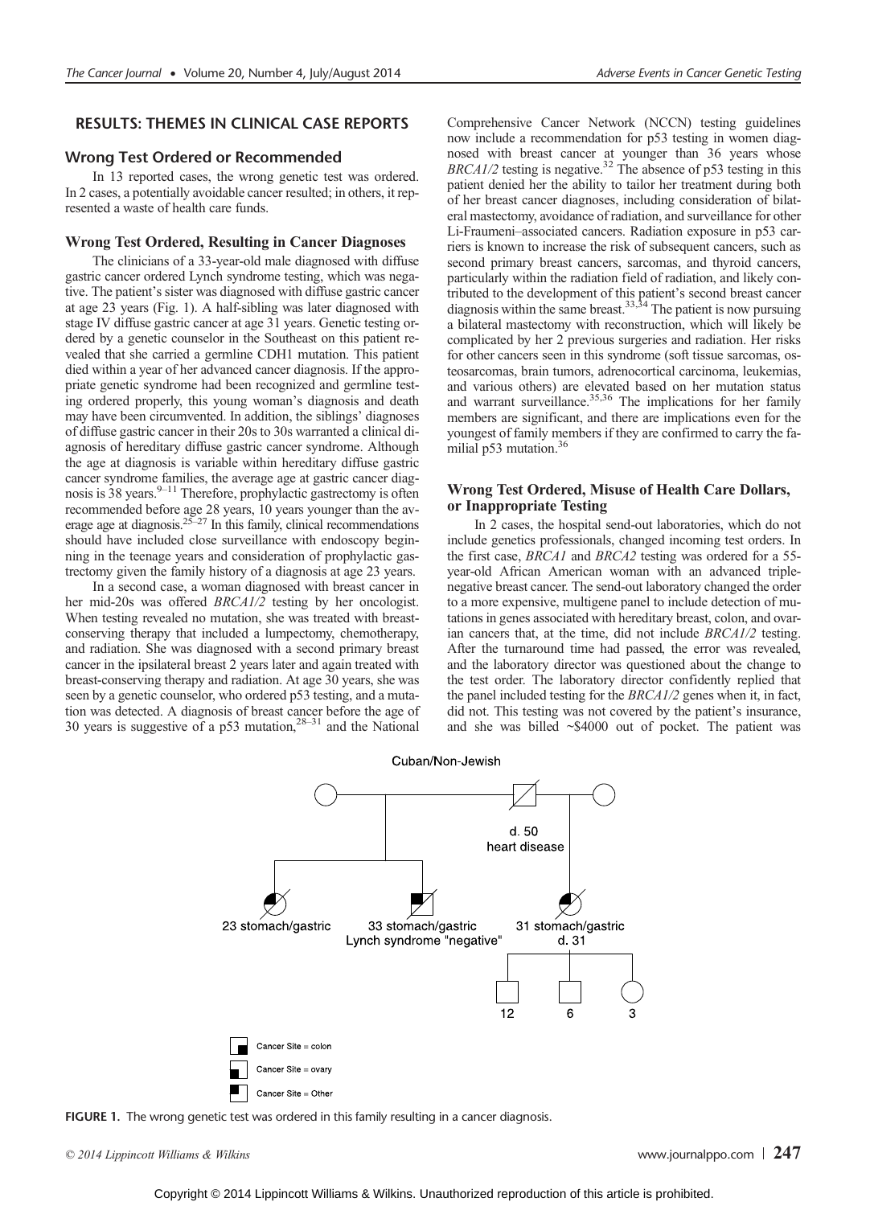## RESULTS: THEMES IN CLINICAL CASE REPORTS

### Wrong Test Ordered or Recommended

In 13 reported cases, the wrong genetic test was ordered. In 2 cases, a potentially avoidable cancer resulted; in others, it represented a waste of health care funds.

#### Wrong Test Ordered, Resulting in Cancer Diagnoses

The clinicians of a 33-year-old male diagnosed with diffuse gastric cancer ordered Lynch syndrome testing, which was negative. The patient's sister was diagnosed with diffuse gastric cancer at age 23 years (Fig. 1). A half-sibling was later diagnosed with stage IV diffuse gastric cancer at age 31 years. Genetic testing ordered by a genetic counselor in the Southeast on this patient revealed that she carried a germline CDH1 mutation. This patient died within a year of her advanced cancer diagnosis. If the appropriate genetic syndrome had been recognized and germline testing ordered properly, this young woman's diagnosis and death may have been circumvented. In addition, the siblings' diagnoses of diffuse gastric cancer in their 20s to 30s warranted a clinical diagnosis of hereditary diffuse gastric cancer syndrome. Although the age at diagnosis is variable within hereditary diffuse gastric cancer syndrome families, the average age at gastric cancer diagnosis is 38 years.[9–11] Therefore, prophylactic gastrectomy is often recommended before age 28 years, 10 years younger than the average age at diagnosis.[25–27] In this family, clinical recommendations should have included close surveillance with endoscopy beginning in the teenage years and consideration of prophylactic gastrectomy given the family history of a diagnosis at age 23 years.

In a second case, a woman diagnosed with breast cancer in her mid-20s was offered *BRCA1/2* testing by her oncologist. When testing revealed no mutation, she was treated with breast-conserving therapy that included a lumpectomy, chemotherapy, and radiation. She was diagnosed with a second primary breast cancer in the ipsilateral breast 2 years later and again treated with breast-conserving therapy and radiation. At age 30 years, she was seen by a genetic counselor, who ordered p53 testing, and a mutation was detected. A diagnosis of breast cancer before the age of 30 years is suggestive of a p53 mutation,[28–31] and the National Comprehensive Cancer Network (NCCN) testing guidelines now include a recommendation for p53 testing in women diagnosed with breast cancer at younger than 36 years whose *BRCA1/2* testing is negative.[32] The absence of p53 testing in this patient denied her the ability to tailor her treatment during both of her breast cancer diagnoses, including consideration of bilateral mastectomy, avoidance of radiation, and surveillance for other Li-Fraumeni–associated cancers. Radiation exposure in p53 carriers is known to increase the risk of subsequent cancers, such as second primary breast cancers, sarcomas, and thyroid cancers, particularly within the radiation field of radiation, and likely contributed to the development of this patient's second breast cancer diagnosis within the same breast.[33,34] The patient is now pursuing a bilateral mastectomy with reconstruction, which will likely be complicated by her 2 previous surgeries and radiation. Her risks for other cancers seen in this syndrome (soft tissue sarcomas, osteosarcomas, brain tumors, adrenocortical carcinoma, leukemias, and various others) are elevated based on her mutation status and warrant surveillance.[35,36] The implications for her family members are significant, and there are implications even for the youngest of family members if they are confirmed to carry the familial p53 mutation.[36]

#### Wrong Test Ordered, Misuse of Health Care Dollars, or Inappropriate Testing

In 2 cases, the hospital send-out laboratories, which do not include genetics professionals, changed incoming test orders. In the first case, *BRCA1* and *BRCA2* testing was ordered for a 55-year-old African American woman with an advanced triple-negative breast cancer. The send-out laboratory changed the order to a more expensive, multigene panel to include detection of mutations in genes associated with hereditary breast, colon, and ovarian cancers that, at the time, did not include *BRCA1/2* testing. After the turnaround time had passed, the error was revealed, and the laboratory director was questioned about the change to the test order. The laboratory director confidently replied that the panel included testing for the *BRCA1/2* genes when it, in fact, did not. This testing was not covered by the patient's insurance, and she was billed ~$4000 out of pocket. The patient was

Cuban/Non-Jewish

d. 50 heart disease

23 stomach/gastric

33 stomach/gastric Lynch syndrome "negative"

31 stomach/gastric d. 31

12 6 3

Cancer Site = colon

Cancer Site = ovary

Cancer Site = Other

FIGURE 1. The wrong genetic test was ordered in this family resulting in a cancer diagnosis.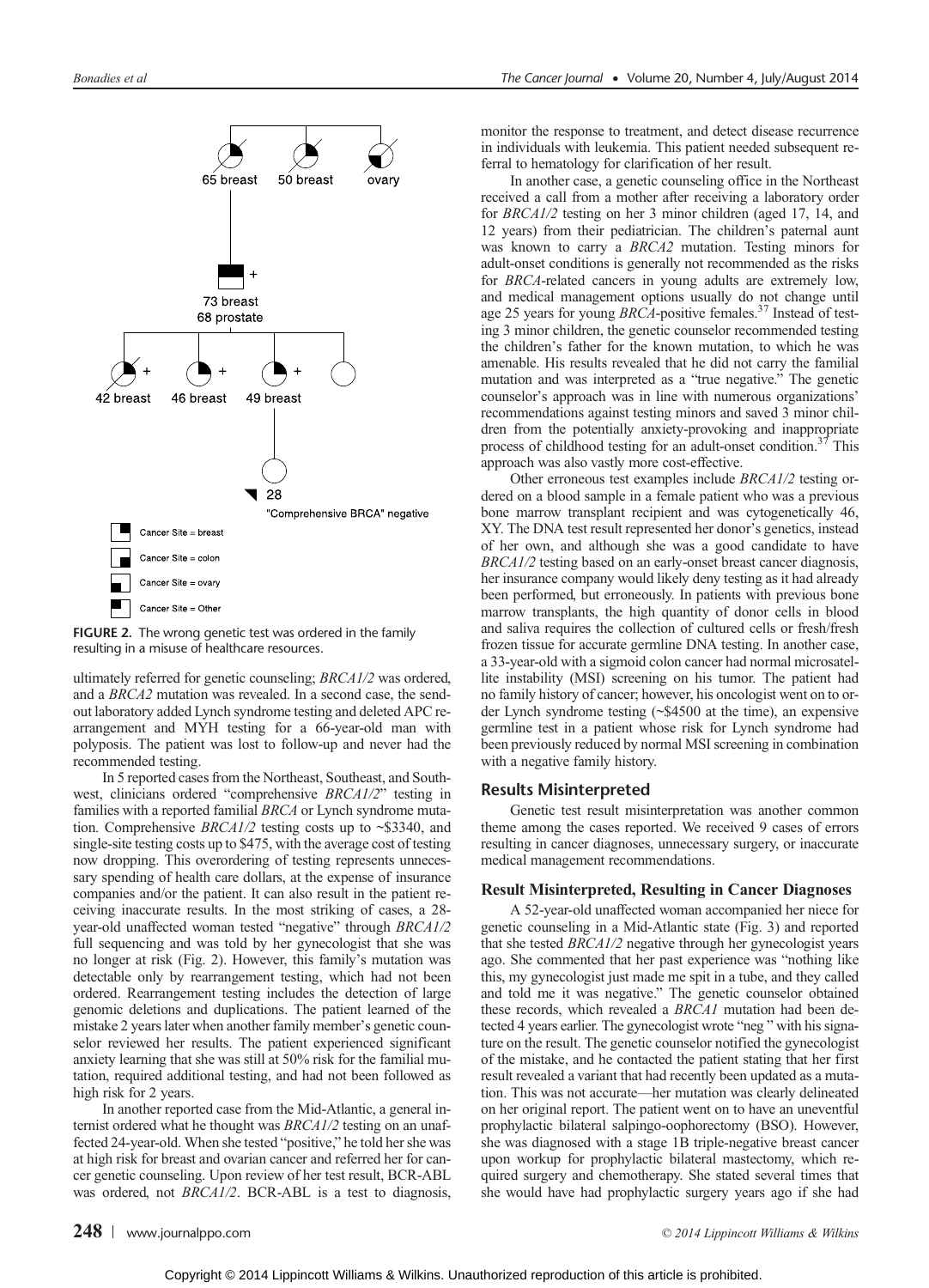FIGURE 2. The wrong genetic test was ordered in the family resulting in a misuse of healthcare resources.

ultimately referred for genetic counseling; *BRCA1/2* was ordered, and a *BRCA2* mutation was revealed. In a second case, the send-out laboratory added Lynch syndrome testing and deleted APC rearrangement and MYH testing for a 66-year-old man with polyposis. The patient was lost to follow-up and never had the recommended testing.

In 5 reported cases from the Northeast, Southeast, and Southwest, clinicians ordered "comprehensive *BRCA1/2*" testing in families with a reported familial *BRCA* or Lynch syndrome mutation. Comprehensive *BRCA1/2* testing costs up to ~$3340, and single-site testing costs up to $475, with the average cost of testing now dropping. This overordering of testing represents unnecessary spending of health care dollars, at the expense of insurance companies and/or the patient. It can also result in the patient receiving inaccurate results. In the most striking of cases, a 28-year-old unaffected woman tested "negative" through *BRCA1/2* full sequencing and was told by her gynecologist that she was no longer at risk (Fig. 2). However, this family's mutation was detectable only by rearrangement testing, which had not been ordered. Rearrangement testing includes the detection of large genomic deletions and duplications. The patient learned of the mistake 2 years later when another family member's genetic counselor reviewed her results. The patient experienced significant anxiety learning that she was still at 50% risk for the familial mutation, required additional testing, and had not been followed as high risk for 2 years.

In another reported case from the Mid-Atlantic, a general internist ordered what he thought was *BRCA1/2* testing on an unaffected 24-year-old. When she tested "positive," he told her she was at high risk for breast and ovarian cancer and referred her for cancer genetic counseling. Upon review of her test result, BCR-ABL was ordered, not *BRCA1/2*. BCR-ABL is a test to diagnosis, monitor the response to treatment, and detect disease recurrence in individuals with leukemia. This patient needed subsequent referral to hematology for clarification of her result.

In another case, a genetic counseling office in the Northeast received a call from a mother after receiving a laboratory order for *BRCA1/2* testing on her 3 minor children (aged 17, 14, and 12 years) from their pediatrician. The children's paternal aunt was known to carry a *BRCA2* mutation. Testing minors for adult-onset conditions is generally not recommended as the risks for *BRCA*-related cancers in young adults are extremely low, and medical management options usually do not change until age 25 years for young *BRCA*-positive females.[37] Instead of testing 3 minor children, the genetic counselor recommended testing the children's father for the known mutation, to which he was amenable. His results revealed that he did not carry the familial mutation and was interpreted as a "true negative." The genetic counselor's approach was in line with numerous organizations' recommendations against testing minors and saved 3 minor children from the potentially anxiety-provoking and inappropriate process of childhood testing for an adult-onset condition.[37] This approach was also vastly more cost-effective.

Other erroneous test examples include *BRCA1/2* testing ordered on a blood sample in a female patient who was a previous bone marrow transplant recipient and was cytogenetically 46, XY. The DNA test result represented her donor's genetics, instead of her own, and although she was a good candidate to have *BRCA1/2* testing based on an early-onset breast cancer diagnosis, her insurance company would likely deny testing as it had already been performed, but erroneously. In patients with previous bone marrow transplants, the high quantity of donor cells in blood and saliva requires the collection of cultured cells or fresh/fresh frozen tissue for accurate germline DNA testing. In another case, a 33-year-old with a sigmoid colon cancer had normal microsatellite instability (MSI) screening on his tumor. The patient had no family history of cancer; however, his oncologist went on to order Lynch syndrome testing (~$4500 at the time), an expensive germline test in a patient whose risk for Lynch syndrome had been previously reduced by normal MSI screening in combination with a negative family history.

## Results Misinterpreted

Genetic test result misinterpretation was another common theme among the cases reported. We received 9 cases of errors resulting in cancer diagnoses, unnecessary surgery, or inaccurate medical management recommendations.

### Result Misinterpreted, Resulting in Cancer Diagnoses

A 52-year-old unaffected woman accompanied her niece for genetic counseling in a Mid-Atlantic state (Fig. 3) and reported that she tested *BRCA1/2* negative through her gynecologist years ago. She commented that her past experience was "nothing like this, my gynecologist just made me spit in a tube, and they called and told me it was negative." The genetic counselor obtained these records, which revealed a *BRCA1* mutation had been detected 4 years earlier. The gynecologist wrote "neg " with his signature on the result. The genetic counselor notified the gynecologist of the mistake, and he contacted the patient stating that her first result revealed a variant that had recently been updated as a mutation. This was not accurate—her mutation was clearly delineated on her original report. The patient went on to have an uneventful prophylactic bilateral salpingo-oophorectomy (BSO). However, she was diagnosed with a stage 1B triple-negative breast cancer upon workup for prophylactic bilateral mastectomy, which required surgery and chemotherapy. She stated several times that she would have had prophylactic surgery years ago if she had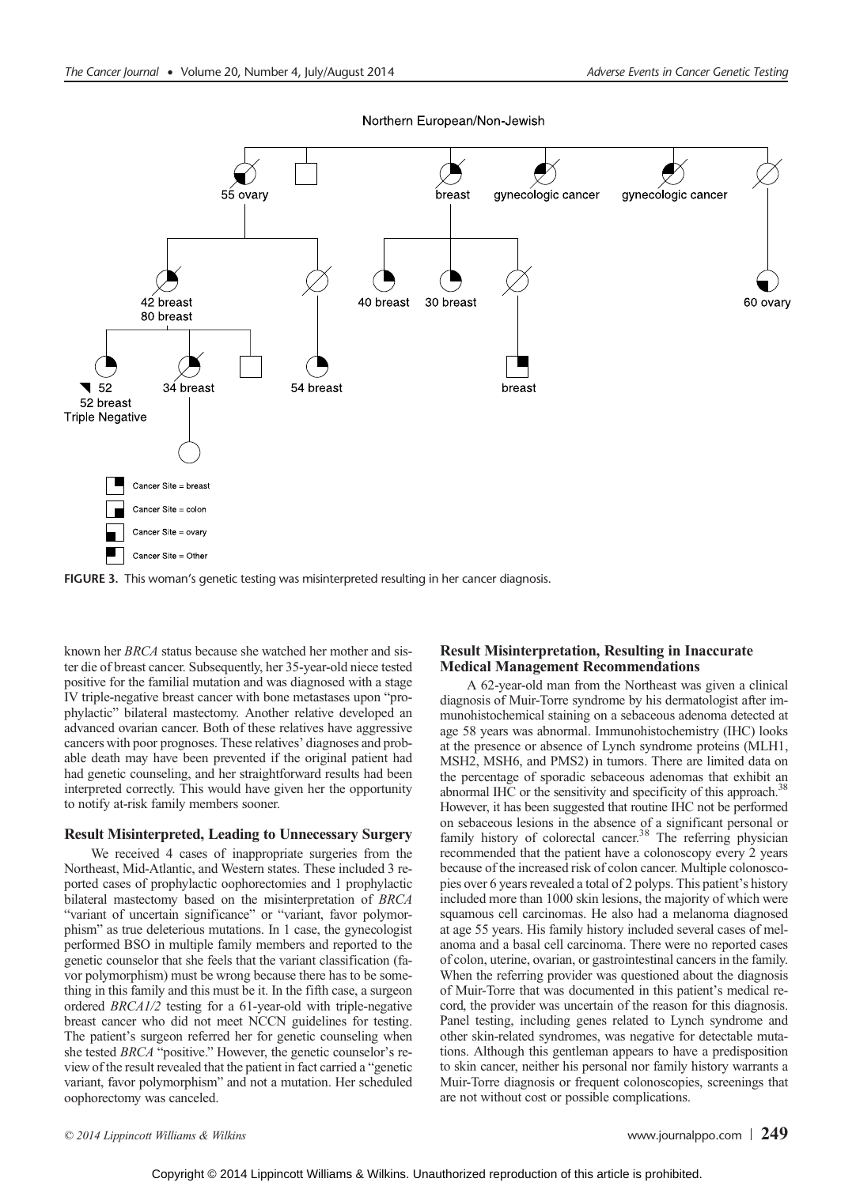Northern European/Non-Jewish

55 ovary

breast

gynecologic cancer

gynecologic cancer

42 breast
80 breast

40 breast

30 breast

60 ovary

52
52 breast
Triple Negative

34 breast

54 breast

breast

Cancer Site = breast

Cancer Site = colon

Cancer Site = ovary

Cancer Site = Other

**FIGURE 3.** This woman's genetic testing was misinterpreted resulting in her cancer diagnosis.

known her *BRCA* status because she watched her mother and sister die of breast cancer. Subsequently, her 35-year-old niece tested positive for the familial mutation and was diagnosed with a stage IV triple-negative breast cancer with bone metastases upon "prophylactic" bilateral mastectomy. Another relative developed an advanced ovarian cancer. Both of these relatives have aggressive cancers with poor prognoses. These relatives' diagnoses and probable death may have been prevented if the original patient had had genetic counseling, and her straightforward results had been interpreted correctly. This would have given her the opportunity to notify at-risk family members sooner.

### Result Misinterpreted, Leading to Unnecessary Surgery

We received 4 cases of inappropriate surgeries from the Northeast, Mid-Atlantic, and Western states. These included 3 reported cases of prophylactic oophorectomies and 1 prophylactic bilateral mastectomy based on the misinterpretation of *BRCA* "variant of uncertain significance" or "variant, favor polymorphism" as true deleterious mutations. In 1 case, the gynecologist performed BSO in multiple family members and reported to the genetic counselor that she feels that the variant classification (favor polymorphism) must be wrong because there has to be something in this family and this must be it. In the fifth case, a surgeon ordered *BRCA1/2* testing for a 61-year-old with triple-negative breast cancer who did not meet NCCN guidelines for testing. The patient's surgeon referred her for genetic counseling when she tested *BRCA* "positive." However, the genetic counselor's review of the result revealed that the patient in fact carried a "genetic variant, favor polymorphism" and not a mutation. Her scheduled oophorectomy was canceled.

### Result Misinterpretation, Resulting in Inaccurate Medical Management Recommendations

A 62-year-old man from the Northeast was given a clinical diagnosis of Muir-Torre syndrome by his dermatologist after immunohistochemical staining on a sebaceous adenoma detected at age 58 years was abnormal. Immunohistochemistry (IHC) looks at the presence or absence of Lynch syndrome proteins (MLH1, MSH2, MSH6, and PMS2) in tumors. There are limited data on the percentage of sporadic sebaceous adenomas that exhibit an abnormal IHC or the sensitivity and specificity of this approach.[38] However, it has been suggested that routine IHC not be performed on sebaceous lesions in the absence of a significant personal or family history of colorectal cancer.[38] The referring physician recommended that the patient have a colonoscopy every 2 years because of the increased risk of colon cancer. Multiple colonoscopies over 6 years revealed a total of 2 polyps. This patient's history included more than 1000 skin lesions, the majority of which were squamous cell carcinomas. He also had a melanoma diagnosed at age 55 years. His family history included several cases of melanoma and a basal cell carcinoma. There were no reported cases of colon, uterine, ovarian, or gastrointestinal cancers in the family. When the referring provider was questioned about the diagnosis of Muir-Torre that was documented in this patient's medical record, the provider was uncertain of the reason for this diagnosis. Panel testing, including genes related to Lynch syndrome and other skin-related syndromes, was negative for detectable mutations. Although this gentleman appears to have a predisposition to skin cancer, neither his personal nor family history warrants a Muir-Torre diagnosis or frequent colonoscopies, screenings that are not without cost or possible complications.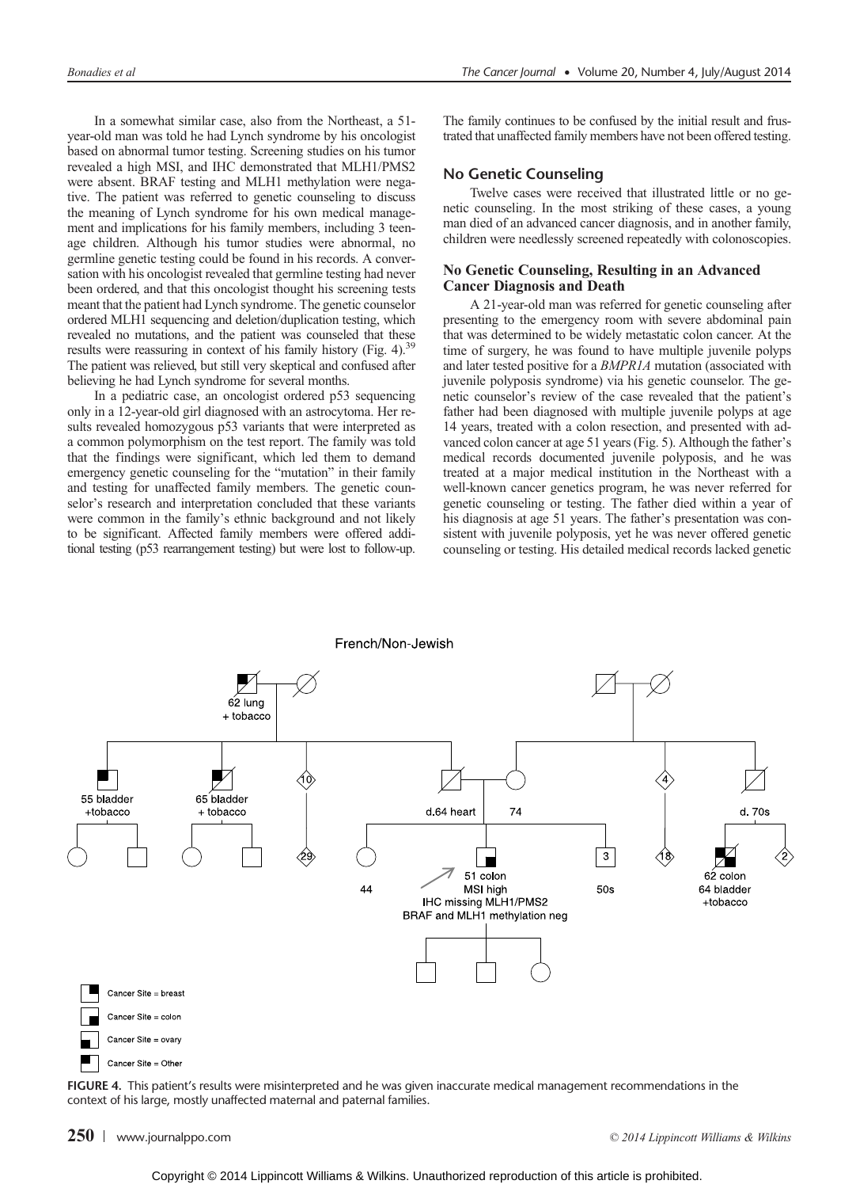In a somewhat similar case, also from the Northeast, a 51-year-old man was told he had Lynch syndrome by his oncologist based on abnormal tumor testing. Screening studies on his tumor revealed a high MSI, and IHC demonstrated that MLH1/PMS2 were absent. BRAF testing and MLH1 methylation were negative. The patient was referred to genetic counseling to discuss the meaning of Lynch syndrome for his own medical management and implications for his family members, including 3 teenage children. Although his tumor studies were abnormal, no germline genetic testing could be found in his records. A conversation with his oncologist revealed that germline testing had never been ordered, and that this oncologist thought his screening tests meant that the patient had Lynch syndrome. The genetic counselor ordered MLH1 sequencing and deletion/duplication testing, which revealed no mutations, and the patient was counseled that these results were reassuring in context of his family history (Fig. 4).[39] The patient was relieved, but still very skeptical and confused after believing he had Lynch syndrome for several months.

In a pediatric case, an oncologist ordered p53 sequencing only in a 12-year-old girl diagnosed with an astrocytoma. Her results revealed homozygous p53 variants that were interpreted as a common polymorphism on the test report. The family was told that the findings were significant, which led them to demand emergency genetic counseling for the "mutation" in their family and testing for unaffected family members. The genetic counselor's research and interpretation concluded that these variants were common in the family's ethnic background and not likely to be significant. Affected family members were offered additional testing (p53 rearrangement testing) but were lost to follow-up. The family continues to be confused by the initial result and frustrated that unaffected family members have not been offered testing.

## No Genetic Counseling

Twelve cases were received that illustrated little or no genetic counseling. In the most striking of these cases, a young man died of an advanced cancer diagnosis, and in another family, children were needlessly screened repeatedly with colonoscopies.

### No Genetic Counseling, Resulting in an Advanced Cancer Diagnosis and Death

A 21-year-old man was referred for genetic counseling after presenting to the emergency room with severe abdominal pain that was determined to be widely metastatic colon cancer. At the time of surgery, he was found to have multiple juvenile polyps and later tested positive for a *BMPR1A* mutation (associated with juvenile polyposis syndrome) via his genetic counselor. The genetic counselor's review of the case revealed that the patient's father had been diagnosed with multiple juvenile polyps at age 14 years, treated with a colon resection, and presented with advanced colon cancer at age 51 years (Fig. 5). Although the father's medical records documented juvenile polyposis, and he was treated at a major medical institution in the Northeast with a well-known cancer genetics program, he was never referred for genetic counseling or testing. The father died within a year of his diagnosis at age 51 years. The father's presentation was consistent with juvenile polyposis, yet he was never offered genetic counseling or testing. His detailed medical records lacked genetic

**FIGURE 4.** This patient's results were misinterpreted and he was given inaccurate medical management recommendations in the context of his large, mostly unaffected maternal and paternal families.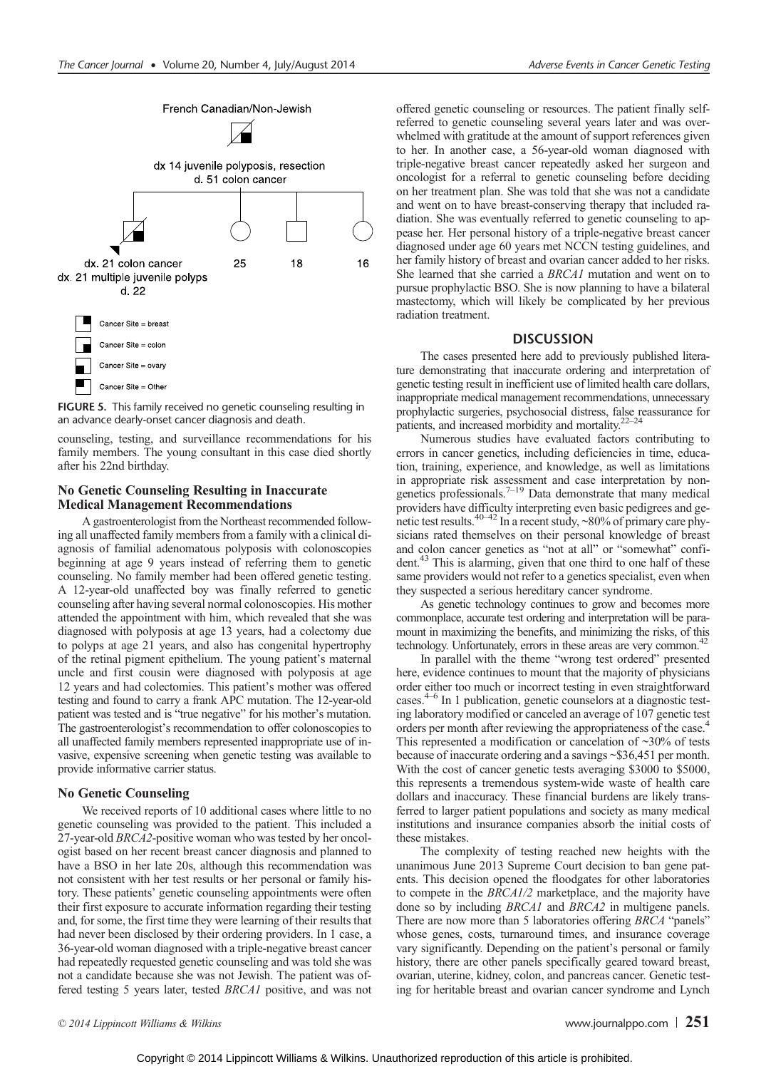French Canadian/Non-Jewish

dx 14 juvenile polyposis, resection
d. 51 colon cancer

dx. 21 colon cancer
dx. 21 multiple juvenile polyps
d. 22

25 18 16

Cancer Site = breast
Cancer Site = colon
Cancer Site = ovary
Cancer Site = Other

**FIGURE 5.** This family received no genetic counseling resulting in an advance dearly-onset cancer diagnosis and death.

counseling, testing, and surveillance recommendations for his family members. The young consultant in this case died shortly after his 22nd birthday.

### No Genetic Counseling Resulting in Inaccurate Medical Management Recommendations

A gastroenterologist from the Northeast recommended following all unaffected family members from a family with a clinical diagnosis of familial adenomatous polyposis with colonoscopies beginning at age 9 years instead of referring them to genetic counseling. No family member had been offered genetic testing. A 12-year-old unaffected boy was finally referred to genetic counseling after having several normal colonoscopies. His mother attended the appointment with him, which revealed that she was diagnosed with polyposis at age 13 years, had a colectomy due to polyps at age 21 years, and also has congenital hypertrophy of the retinal pigment epithelium. The young patient's maternal uncle and first cousin were diagnosed with polyposis at age 12 years and had colectomies. This patient's mother was offered testing and found to carry a frank APC mutation. The 12-year-old patient was tested and is "true negative" for his mother's mutation. The gastroenterologist's recommendation to offer colonoscopies to all unaffected family members represented inappropriate use of invasive, expensive screening when genetic testing was available to provide informative carrier status.

### No Genetic Counseling

We received reports of 10 additional cases where little to no genetic counseling was provided to the patient. This included a 27-year-old *BRCA2*-positive woman who was tested by her oncologist based on her recent breast cancer diagnosis and planned to have a BSO in her late 20s, although this recommendation was not consistent with her test results or her personal or family history. These patients' genetic counseling appointments were often their first exposure to accurate information regarding their testing and, for some, the first time they were learning of their results that had never been disclosed by their ordering providers. In 1 case, a 36-year-old woman diagnosed with a triple-negative breast cancer had repeatedly requested genetic counseling and was told she was not a candidate because she was not Jewish. The patient was offered testing 5 years later, tested *BRCA1* positive, and was not offered genetic counseling or resources. The patient finally self-referred to genetic counseling several years later and was overwhelmed with gratitude at the amount of support references given to her. In another case, a 56-year-old woman diagnosed with triple-negative breast cancer repeatedly asked her surgeon and oncologist for a referral to genetic counseling before deciding on her treatment plan. She was told that she was not a candidate and went on to have breast-conserving therapy that included radiation. She was eventually referred to genetic counseling to appease her. Her personal history of a triple-negative breast cancer diagnosed under age 60 years met NCCN testing guidelines, and her family history of breast and ovarian cancer added to her risks. She learned that she carried a *BRCA1* mutation and went on to pursue prophylactic BSO. She is now planning to have a bilateral mastectomy, which will likely be complicated by her previous radiation treatment.

## DISCUSSION

The cases presented here add to previously published literature demonstrating that inaccurate ordering and interpretation of genetic testing result in inefficient use of limited health care dollars, inappropriate medical management recommendations, unnecessary prophylactic surgeries, psychosocial distress, false reassurance for patients, and increased morbidity and mortality.[22–24]

Numerous studies have evaluated factors contributing to errors in cancer genetics, including deficiencies in time, education, training, experience, and knowledge, as well as limitations in appropriate risk assessment and case interpretation by non-genetics professionals.[7–19] Data demonstrate that many medical providers have difficulty interpreting even basic pedigrees and genetic test results.[40–42] In a recent study, ~80% of primary care physicians rated themselves on their personal knowledge of breast and colon cancer genetics as "not at all" or "somewhat" confident.[43] This is alarming, given that one third to one half of these same providers would not refer to a genetics specialist, even when they suspected a serious hereditary cancer syndrome.

As genetic technology continues to grow and becomes more commonplace, accurate test ordering and interpretation will be paramount in maximizing the benefits, and minimizing the risks, of this technology. Unfortunately, errors in these areas are very common.[42]

In parallel with the theme "wrong test ordered" presented here, evidence continues to mount that the majority of physicians order either too much or incorrect testing in even straightforward cases.[4–6] In 1 publication, genetic counselors at a diagnostic testing laboratory modified or canceled an average of 107 genetic test orders per month after reviewing the appropriateness of the case.[4] This represented a modification or cancelation of ~30% of tests because of inaccurate ordering and a savings ~$36,451 per month. With the cost of cancer genetic tests averaging $3000 to $5000, this represents a tremendous system-wide waste of health care dollars and inaccuracy. These financial burdens are likely transferred to larger patient populations and society as many medical institutions and insurance companies absorb the initial costs of these mistakes.

The complexity of testing reached new heights with the unanimous June 2013 Supreme Court decision to ban gene patents. This decision opened the floodgates for other laboratories to compete in the *BRCA1/2* marketplace, and the majority have done so by including *BRCA1* and *BRCA2* in multigene panels. There are now more than 5 laboratories offering *BRCA* "panels" whose genes, costs, turnaround times, and insurance coverage vary significantly. Depending on the patient's personal or family history, there are other panels specifically geared toward breast, ovarian, uterine, kidney, colon, and pancreas cancer. Genetic testing for heritable breast and ovarian cancer syndrome and Lynch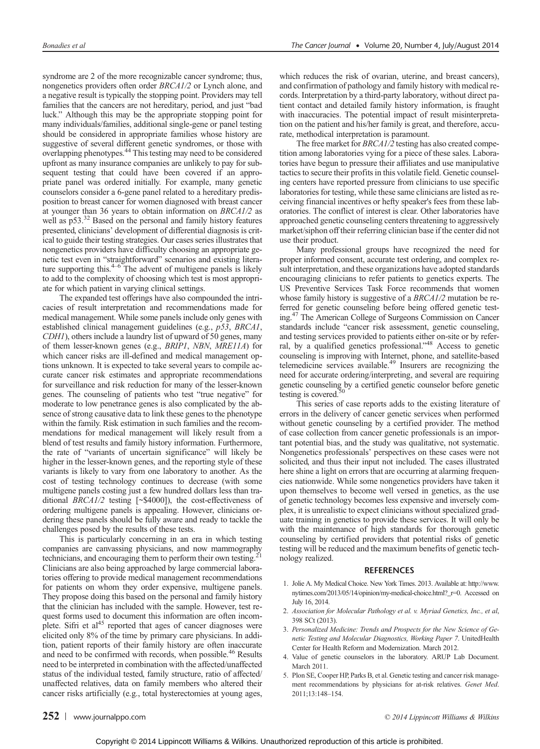syndrome are 2 of the more recognizable cancer syndrome; thus, nongenetics providers often order *BRCA1/2* or Lynch alone, and a negative result is typically the stopping point. Providers may tell families that the cancers are not hereditary, period, and just "bad luck." Although this may be the appropriate stopping point for many individuals/families, additional single-gene or panel testing should be considered in appropriate families whose history are suggestive of several different genetic syndromes, or those with overlapping phenotypes.[44] This testing may need to be considered upfront as many insurance companies are unlikely to pay for subsequent testing that could have been covered if an appropriate panel was ordered initially. For example, many genetic counselors consider a 6-gene panel related to a hereditary predisposition to breast cancer for women diagnosed with breast cancer at younger than 36 years to obtain information on *BRCA1/2* as well as p53.[32] Based on the personal and family history features presented, clinicians' development of differential diagnosis is critical to guide their testing strategies. Our cases series illustrates that nongenetics providers have difficulty choosing an appropriate genetic test even in "straightforward" scenarios and existing literature supporting this.[4–6] The advent of multigene panels is likely to add to the complexity of choosing which test is most appropriate for which patient in varying clinical settings.

The expanded test offerings have also compounded the intricacies of result interpretation and recommendations made for medical management. While some panels include only genes with established clinical management guidelines (e.g., *p53*, *BRCA1*, *CDH1*), others include a laundry list of upward of 50 genes, many of them lesser-known genes (e.g., *BRIP1*, *NBN*, *MRE11A*) for which cancer risks are ill-defined and medical management options unknown. It is expected to take several years to compile accurate cancer risk estimates and appropriate recommendations for surveillance and risk reduction for many of the lesser-known genes. The counseling of patients who test "true negative" for moderate to low penetrance genes is also complicated by the absence of strong causative data to link these genes to the phenotype within the family. Risk estimation in such families and the recommendations for medical management will likely result from a blend of test results and family history information. Furthermore, the rate of "variants of uncertain significance" will likely be higher in the lesser-known genes, and the reporting style of these variants is likely to vary from one laboratory to another. As the cost of testing technology continues to decrease (with some multigene panels costing just a few hundred dollars less than traditional *BRCA1/2* testing [~$4000]), the cost-effectiveness of ordering multigene panels is appealing. However, clinicians ordering these panels should be fully aware and ready to tackle the challenges posed by the results of these tests.

This is particularly concerning in an era in which testing companies are canvassing physicians, and now mammography technicians, and encouraging them to perform their own testing.[21] Clinicians are also being approached by large commercial laboratories offering to provide medical management recommendations for patients on whom they order expensive, multigene panels. They propose doing this based on the personal and family history that the clinician has included with the sample. However, test request forms used to document this information are often incomplete. Sifri et al[45] reported that ages of cancer diagnoses were elicited only 8% of the time by primary care physicians. In addition, patient reports of their family history are often inaccurate and need to be confirmed with records, when possible.[46] Results need to be interpreted in combination with the affected/unaffected status of the individual tested, family structure, ratio of affected/unaffected relatives, data on family members who altered their cancer risks artificially (e.g., total hysterectomies at young ages, which reduces the risk of ovarian, uterine, and breast cancers), and confirmation of pathology and family history with medical records. Interpretation by a third-party laboratory, without direct patient contact and detailed family history information, is fraught with inaccuracies. The potential impact of result misinterpretation on the patient and his/her family is great, and therefore, accurate, methodical interpretation is paramount.

The free market for *BRCA1/2* testing has also created competition among laboratories vying for a piece of these sales. Laboratories have begun to pressure their affiliates and use manipulative tactics to secure their profits in this volatile field. Genetic counseling centers have reported pressure from clinicians to use specific laboratories for testing, while these same clinicians are listed as receiving financial incentives or hefty speaker's fees from these laboratories. The conflict of interest is clear. Other laboratories have approached genetic counseling centers threatening to aggressively market/siphon off their referring clinician base if the center did not use their product.

Many professional groups have recognized the need for proper informed consent, accurate test ordering, and complex result interpretation, and these organizations have adopted standards encouraging clinicians to refer patients to genetics experts. The US Preventive Services Task Force recommends that women whose family history is suggestive of a *BRCA1/2* mutation be referred for genetic counseling before being offered genetic testing.[47] The American College of Surgeons Commission on Cancer standards include "cancer risk assessment, genetic counseling, and testing services provided to patients either on-site or by referral, by a qualified genetics professional."[48] Access to genetic counseling is improving with Internet, phone, and satellite-based telemedicine services available.[49] Insurers are recognizing the need for accurate ordering/interpreting, and several are requiring genetic counseling by a certified genetic counselor before genetic testing is covered.[50]

This series of case reports adds to the existing literature of errors in the delivery of cancer genetic services when performed without genetic counseling by a certified provider. The method of case collection from cancer genetic professionals is an important potential bias, and the study was qualitative, not systematic. Nongenetics professionals' perspectives on these cases were not solicited, and thus their input not included. The cases illustrated here shine a light on errors that are occurring at alarming frequencies nationwide. While some nongenetics providers have taken it upon themselves to become well versed in genetics, as the use of genetic technology becomes less expensive and inversely complex, it is unrealistic to expect clinicians without specialized graduate training in genetics to provide these services. It will only be with the maintenance of high standards for thorough genetic counseling by certified providers that potential risks of genetic testing will be reduced and the maximum benefits of genetic technology realized.

## REFERENCES

1. Jolie A. My Medical Choice. New York Times. 2013. Available at: http://www.nytimes.com/2013/05/14/opinion/my-medical-choice.html?_r=0. Accessed on July 16, 2014.
2. *Association for Molecular Pathology et al. v. Myriad Genetics, Inc., et al*, 398 SCt (2013).
3. *Personalized Medicine: Trends and Prospects for the New Science of Genetic Testing and Molecular Diagnostics, Working Paper 7*. UnitedHealth Center for Health Reform and Modernization. March 2012.
4. Value of genetic counselors in the laboratory. ARUP Lab Document. March 2011.
5. Plon SE, Cooper HP, Parks B, et al. Genetic testing and cancer risk management recommendations by physicians for at-risk relatives. *Genet Med*. 2011;13:148–154.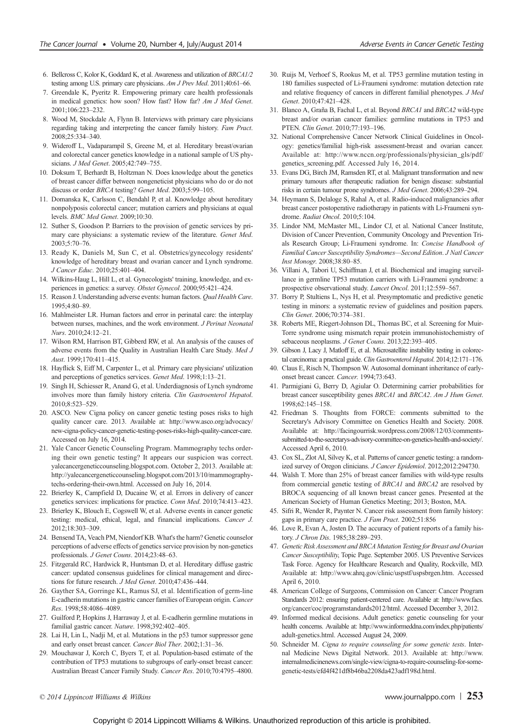6. Bellcross C, Kolor K, Goddard K, et al. Awareness and utilization of *BRCA1/2* testing among U.S. primary care physicians. *Am J Prev Med*. 2011;40:61–66.
7. Greendale K, Pyeritz R. Empowering primary care health professionals in medical genetics: how soon? How fast? How far? *Am J Med Genet*. 2001;106:223–232.
8. Wood M, Stockdale A, Flynn B. Interviews with primary care physicians regarding taking and interpreting the cancer family history. *Fam Pract*. 2008;25:334–340.
9. Wideroff L, Vadaparampil S, Greene M, et al. Hereditary breast/ovarian and colorectal cancer genetics knowledge in a national sample of US physicians. *J Med Genet*. 2005;42:749–755.
10. Doksum T, Berhardt B, Holtzman N. Does knowledge about the genetics of breast cancer differ between nongeneticist physicians who do or do not discuss or order *BRCA* testing? *Genet Med*. 2003;5:99–105.
11. Domanska K, Carlsson C, Bendahl P, et al. Knowledge about hereditary nonpolyposis colorectal cancer; mutation carriers and physicians at equal levels. *BMC Med Genet*. 2009;10:30.
12. Suther S, Goodson P. Barriers to the provision of genetic services by primary care physicians: a systematic review of the literature. *Genet Med*. 2003;5:70–76.
13. Ready K, Daniels M, Sun C, et al. Obstetrics/gynecology residents' knowledge of hereditary breast and ovarian cancer and Lynch syndrome. *J Cancer Educ*. 2010;25:401–404.
14. Wilkins-Haug L, Hill L, et al. Gynecologists' training, knowledge, and experiences in genetics: a survey. *Obstet Gynecol*. 2000;95:421–424.
15. Reason J. Understanding adverse events: human factors. *Qual Health Care*. 1995;4:80–89.
16. Mahlmeister LR. Human factors and error in perinatal care: the interplay between nurses, machines, and the work environment. *J Perinat Neonatal Nurs*. 2010;24:12–21.
17. Wilson RM, Harrison BT, Gibberd RW, et al. An analysis of the causes of adverse events from the Quality in Australian Health Care Study. *Med J Aust*. 1999;170:411–415.
18. Hayflick S, Eiff M, Carpenter L, et al. Primary care physicians' utilization and perceptions of genetics services. *Genet Med*. 1998;1:13–21.
19. Singh H, Schiesser R, Anand G, et al. Underdiagnosis of Lynch syndrome involves more than family history criteria. *Clin Gastroenterol Hepatol*. 2010;8:523–529.
20. ASCO. New Cigna policy on cancer genetic testing poses risks to high quality cancer care. 2013. Available at: http://www.asco.org/advocacy/new-cigna-policy-cancer-genetic-testing-poses-risks-high-quality-cancer-care. Accessed on July 16, 2014.
21. Yale Cancer Genetic Counseling Program. Mammography techs ordering their own genetic testing? It appears our suspicion was correct. yalecancergeneticcounseling.blogspot.com. October 2, 2013. Available at: http://yalecancergeneticcounseling.blogspot.com/2013/10/mammography-techs-ordering-their-own.html. Accessed on July 16, 2014.
22. Brierley K, Campfield D, Ducaine W, et al. Errors in delivery of cancer genetics services: implications for practice. *Conn Med*. 2010;74:413–423.
23. Brierley K, Blouch E, Cogswell W, et al. Adverse events in cancer genetic testing: medical, ethical, legal, and financial implications. *Cancer J*. 2012;18:303–309.
24. Bensend TA, Veach PM, Niendorf KB. What's the harm? Genetic counselor perceptions of adverse effects of genetics service provision by non-genetics professionals. *J Genet Couns*. 2014;23:48–63.
25. Fitzgerald RC, Hardwick R, Huntsman D, et al. Hereditary diffuse gastric cancer: updated consensus guidelines for clinical management and directions for future research. *J Med Genet*. 2010;47:436–444.
26. Gayther SA, Gorringe KL, Ramus SJ, et al. Identification of germ-line E-cadherin mutations in gastric cancer families of European origin. *Cancer Res*. 1998;58:4086–4089.
27. Guilford P, Hopkins J, Harraway J, et al. E-cadherin germline mutations in familial gastric cancer. *Nature*. 1998;392:402–405.
28. Lai H, Lin L, Nadji M, et al. Mutations in the p53 tumor suppressor gene and early onset breast cancer. *Cancer Biol Ther*. 2002;1:31–36.
29. Mouchawar J, Korch C, Byers T, et al. Population-based estimate of the contribution of TP53 mutations to subgroups of early-onset breast cancer: Australian Breast Cancer Family Study. *Cancer Res*. 2010;70:4795–4800.
30. Ruijs M, Verhoef S, Rookus M, et al. TP53 germline mutation testing in 180 families suspected of Li-Fraumeni syndrome: mutation detection rate and relative frequency of cancers in different familial phenotypes. *J Med Genet*. 2010;47:421–428.
31. Blanco A, Graña B, Fachal L, et al. Beyond *BRCA1* and *BRCA2* wild-type breast and/or ovarian cancer families: germline mutations in TP53 and PTEN. *Clin Genet*. 2010;77:193–196.
32. National Comprehensive Cancer Network Clinical Guidelines in Oncology: genetics/familial high-risk assessment-breast and ovarian cancer. Available at: http://www.nccn.org/professionals/physician_gls/pdf/genetics_screening.pdf. Accessed July 16, 2014.
33. Evans DG, Birch JM, Ramsden RT, et al. Malignant transformation and new primary tumours after therapeutic radiation for benign disease: substantial risks in certain tumour prone syndromes. *J Med Genet*. 2006;43:289–294.
34. Heymann S, Delaloge S, Rahal A, et al. Radio-induced malignancies after breast cancer postoperative radiotherapy in patients with Li-Fraumeni syndrome. *Radiat Oncol*. 2010;5:104.
35. Lindor NM, McMaster ML, Lindor CJ, et al. National Cancer Institute, Division of Cancer Prevention, Community Oncology and Prevention Trials Research Group; Li-Fraumeni syndrome. In: *Concise Handbook of Familial Cancer Susceptibility Syndromes—Second Edition*. *J Natl Cancer Inst Monogr*. 2008;38:80–85.
36. Villani A, Tabori U, Schiffman J, et al. Biochemical and imaging surveillance in germline TP53 mutation carriers with Li-Fraumeni syndrome: a prospective observational study. *Lancet Oncol*. 2011;12:559–567.
37. Borry P, Stultiens L, Nys H, et al. Presymptomatic and predictive genetic testing in minors: a systematic review of guidelines and position papers. *Clin Genet*. 2006;70:374–381.
38. Roberts ME, Riegert-Johnson DL, Thomas BC, et al. Screening for Muir-Torre syndrome using mismatch repair protein immunohistochemistry of sebaceous neoplasms. *J Genet Couns*. 2013;22:393–405.
39. Gibson J, Lacy J, Matloff E, et al. Microsatellite instability testing in colorectal carcinoma: a practical guide. *Clin Gastroenterol Hepatol*. 2014;12:171–176.
40. Claus E, Risch N, Thompson W. Autosomal dominant inheritance of early-onset breast cancer. *Cancer*. 1994;73:643.
41. Parmigiani G, Berry D, Aguilar O. Determining carrier probabilities for breast cancer susceptibility genes *BRCA1* and *BRCA2*. *Am J Hum Genet*. 1998;62:145–158.
42. Friedman S. Thoughts from FORCE: comments submitted to the Secretary's Advisory Committee on Genetics Health and Society. 2008. Available at: http://facingourrisk.wordpress.com/2008/12/03/comments-submitted-to-the-secretarys-advisory-committee-on-genetics-health-and-society/. Accessed April 6, 2010.
43. Cox SL, Zlot AI, Silvey K, et al. Patterns of cancer genetic testing: a randomized survey of Oregon clinicians. *J Cancer Epidemiol*. 2012;2012:294730.
44. Walsh T. More than 25% of breast cancer families with wild-type results from commercial genetic testing of *BRCA1* and *BRCA2* are resolved by BROCA sequencing of all known breast cancer genes. Presented at the American Society of Human Genetics Meeting; 2013; Boston, MA.
45. Sifri R, Wender R, Paynter N. Cancer risk assessment from family history: gaps in primary care practice. *J Fam Pract*. 2002;51:856
46. Love R, Evan A, Josten D. The accuracy of patient reports of a family history. *J Chron Dis*. 1985;38:289–293.
47. *Genetic Risk Assessment and BRCA Mutation Testing for Breast and Ovarian Cancer Susceptibility*, Topic Page. September 2005. US Preventive Services Task Force. Agency for Healthcare Research and Quality, Rockville, MD. Available at: http://www.ahrq.gov/clinic/uspstf/uspsbrgen.htm. Accessed April 6, 2010.
48. American College of Surgeons, Commission on Cancer: Cancer Program Standards 2012: ensuring patient-centered care. Available at: http://www.facs.org/cancer/coc/programstandards2012/html. Accessed December 3, 2012.
49. Informed medical decisions. Adult genetics: genetic counseling for your health concerns. Available at: http://www.informeddna.com/index.php/patients/adult-genetics.html. Accessed August 24, 2009.
50. Schneider M. *Cigna to require counseling for some genetic tests*. Internal Medicine News Digital Network. 2013. Available at: http://www.internalmedicinenews.com/single-view/cigna-to-require-counseling-for-some-genetic-tests/efd4f421df8b46ba2208da423adf198d.html.